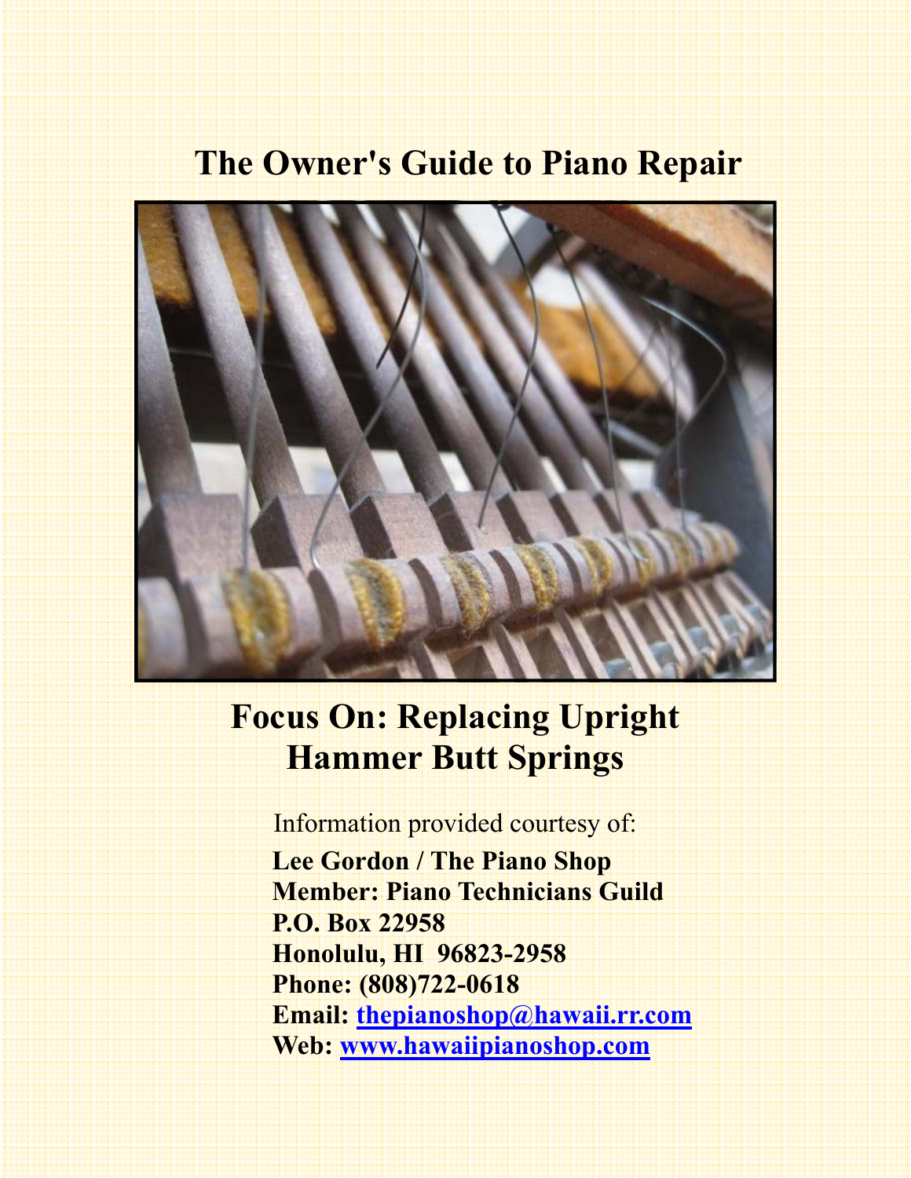# The Owner's Guide to Piano Repair

## Focus On: Replacing Upright Hammer Butt Springs

Information provided courtesy of:

**Lee Gordon / The Piano Shop**
**Member: Piano Technicians Guild**
**P.O. Box 22958**
**Honolulu, HI 96823-2958**
**Phone: (808)722-0618**
**Email: thepianoshop@hawaii.rr.com**
**Web: www.hawaiipianoshop.com**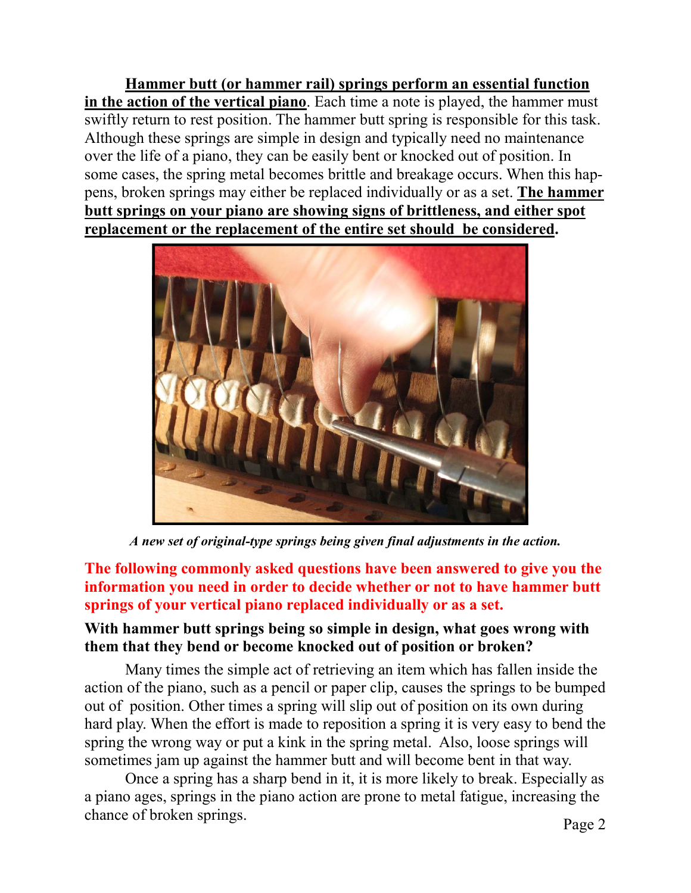**Hammer butt (or hammer rail) springs perform an essential function in the action of the vertical piano**. Each time a note is played, the hammer must swiftly return to rest position. The hammer butt spring is responsible for this task. Although these springs are simple in design and typically need no maintenance over the life of a piano, they can be easily bent or knocked out of position. In some cases, the spring metal becomes brittle and breakage occurs. When this happens, broken springs may either be replaced individually or as a set. **The hammer butt springs on your piano are showing signs of brittleness, and either spot replacement or the replacement of the entire set should be considered.**

***A new set of original-type springs being given final adjustments in the action.***

**The following commonly asked questions have been answered to give you the information you need in order to decide whether or not to have hammer butt springs of your vertical piano replaced individually or as a set.**

**With hammer butt springs being so simple in design, what goes wrong with them that they bend or become knocked out of position or broken?**

Many times the simple act of retrieving an item which has fallen inside the action of the piano, such as a pencil or paper clip, causes the springs to be bumped out of position. Other times a spring will slip out of position on its own during hard play. When the effort is made to reposition a spring it is very easy to bend the spring the wrong way or put a kink in the spring metal. Also, loose springs will sometimes jam up against the hammer butt and will become bent in that way.

Once a spring has a sharp bend in it, it is more likely to break. Especially as a piano ages, springs in the piano action are prone to metal fatigue, increasing the chance of broken springs.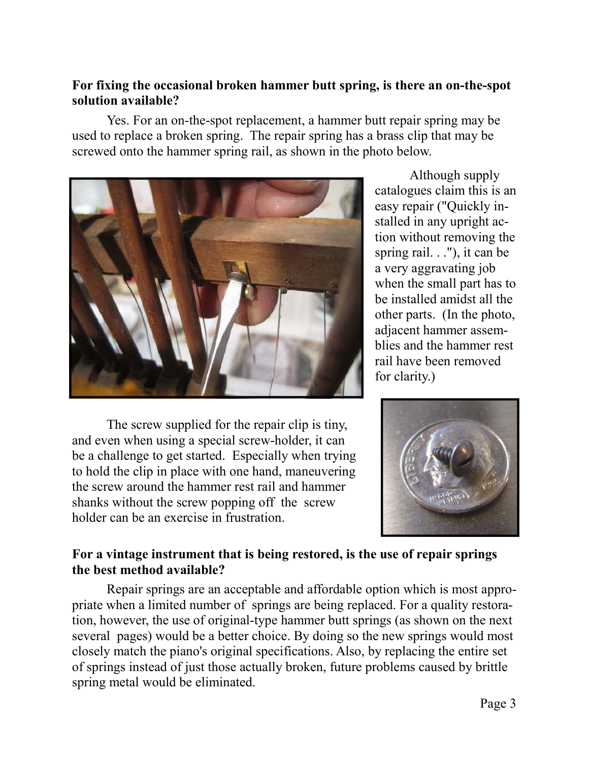**For fixing the occasional broken hammer butt spring, is there an on-the-spot solution available?**

Yes. For an on-the-spot replacement, a hammer butt repair spring may be used to replace a broken spring. The repair spring has a brass clip that may be screwed onto the hammer spring rail, as shown in the photo below.

Although supply catalogues claim this is an easy repair ("Quickly installed in any upright action without removing the spring rail. . ."), it can be a very aggravating job when the small part has to be installed amidst all the other parts. (In the photo, adjacent hammer assemblies and the hammer rest rail have been removed for clarity.)

The screw supplied for the repair clip is tiny, and even when using a special screw-holder, it can be a challenge to get started. Especially when trying to hold the clip in place with one hand, maneuvering the screw around the hammer rest rail and hammer shanks without the screw popping off the screw holder can be an exercise in frustration.

**For a vintage instrument that is being restored, is the use of repair springs the best method available?**

Repair springs are an acceptable and affordable option which is most appropriate when a limited number of springs are being replaced. For a quality restoration, however, the use of original-type hammer butt springs (as shown on the next several pages) would be a better choice. By doing so the new springs would most closely match the piano's original specifications. Also, by replacing the entire set of springs instead of just those actually broken, future problems caused by brittle spring metal would be eliminated.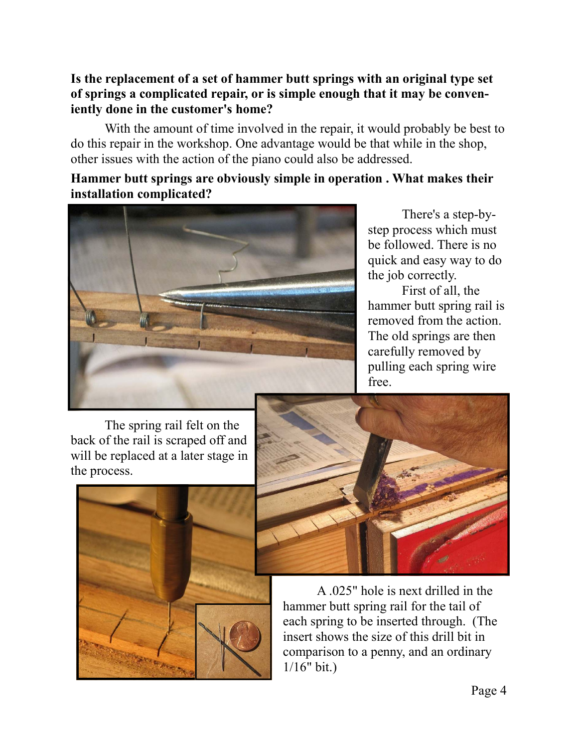**Is the replacement of a set of hammer butt springs with an original type set of springs a complicated repair, or is simple enough that it may be conveniently done in the customer's home?**

With the amount of time involved in the repair, it would probably be best to do this repair in the workshop. One advantage would be that while in the shop, other issues with the action of the piano could also be addressed.

**Hammer butt springs are obviously simple in operation . What makes their installation complicated?**

There's a step-by-step process which must be followed. There is no quick and easy way to do the job correctly.

First of all, the hammer butt spring rail is removed from the action. The old springs are then carefully removed by pulling each spring wire free.

The spring rail felt on the back of the rail is scraped off and will be replaced at a later stage in the process.

A .025" hole is next drilled in the hammer butt spring rail for the tail of each spring to be inserted through. (The insert shows the size of this drill bit in comparison to a penny, and an ordinary 1/16" bit.)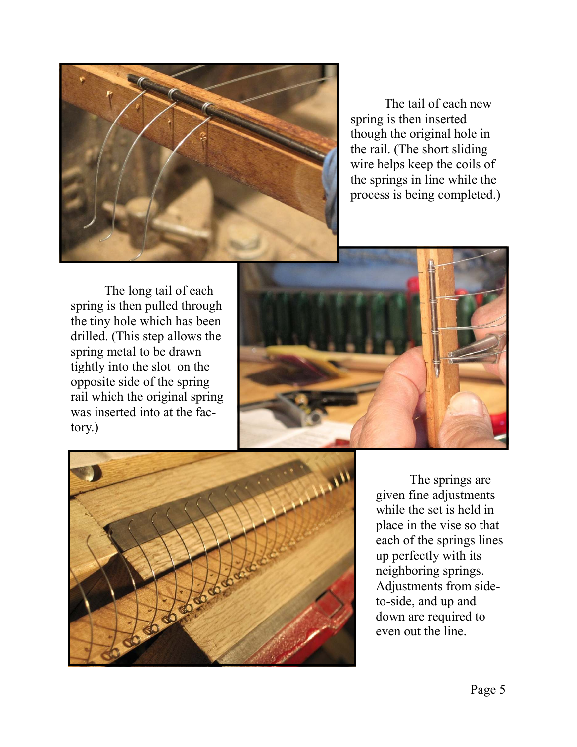The tail of each new spring is then inserted though the original hole in the rail. (The short sliding wire helps keep the coils of the springs in line while the process is being completed.)

The long tail of each spring is then pulled through the tiny hole which has been drilled. (This step allows the spring metal to be drawn tightly into the slot on the opposite side of the spring rail which the original spring was inserted into at the factory.)

The springs are given fine adjustments while the set is held in place in the vise so that each of the springs lines up perfectly with its neighboring springs. Adjustments from side-to-side, and up and down are required to even out the line.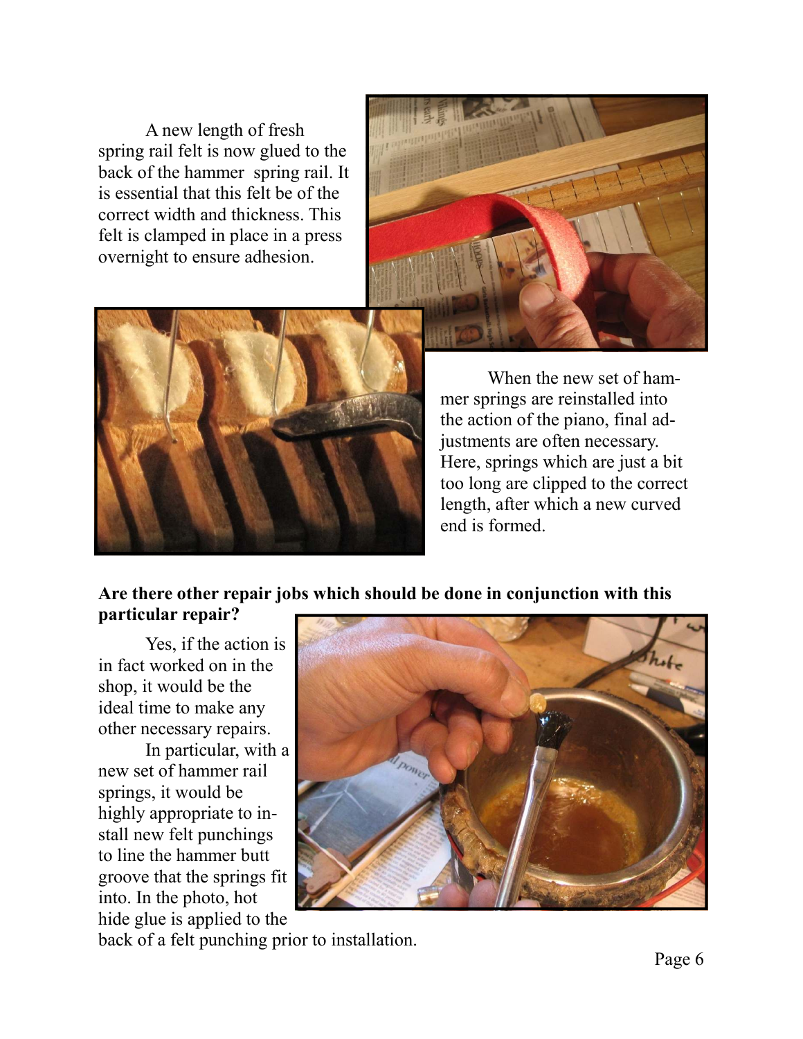A new length of fresh spring rail felt is now glued to the back of the hammer spring rail. It is essential that this felt be of the correct width and thickness. This felt is clamped in place in a press overnight to ensure adhesion.

When the new set of hammer springs are reinstalled into the action of the piano, final adjustments are often necessary. Here, springs which are just a bit too long are clipped to the correct length, after which a new curved end is formed.

**Are there other repair jobs which should be done in conjunction with this particular repair?**

Yes, if the action is in fact worked on in the shop, it would be the ideal time to make any other necessary repairs.

In particular, with a new set of hammer rail springs, it would be highly appropriate to install new felt punchings to line the hammer butt groove that the springs fit into. In the photo, hot hide glue is applied to the back of a felt punching prior to installation.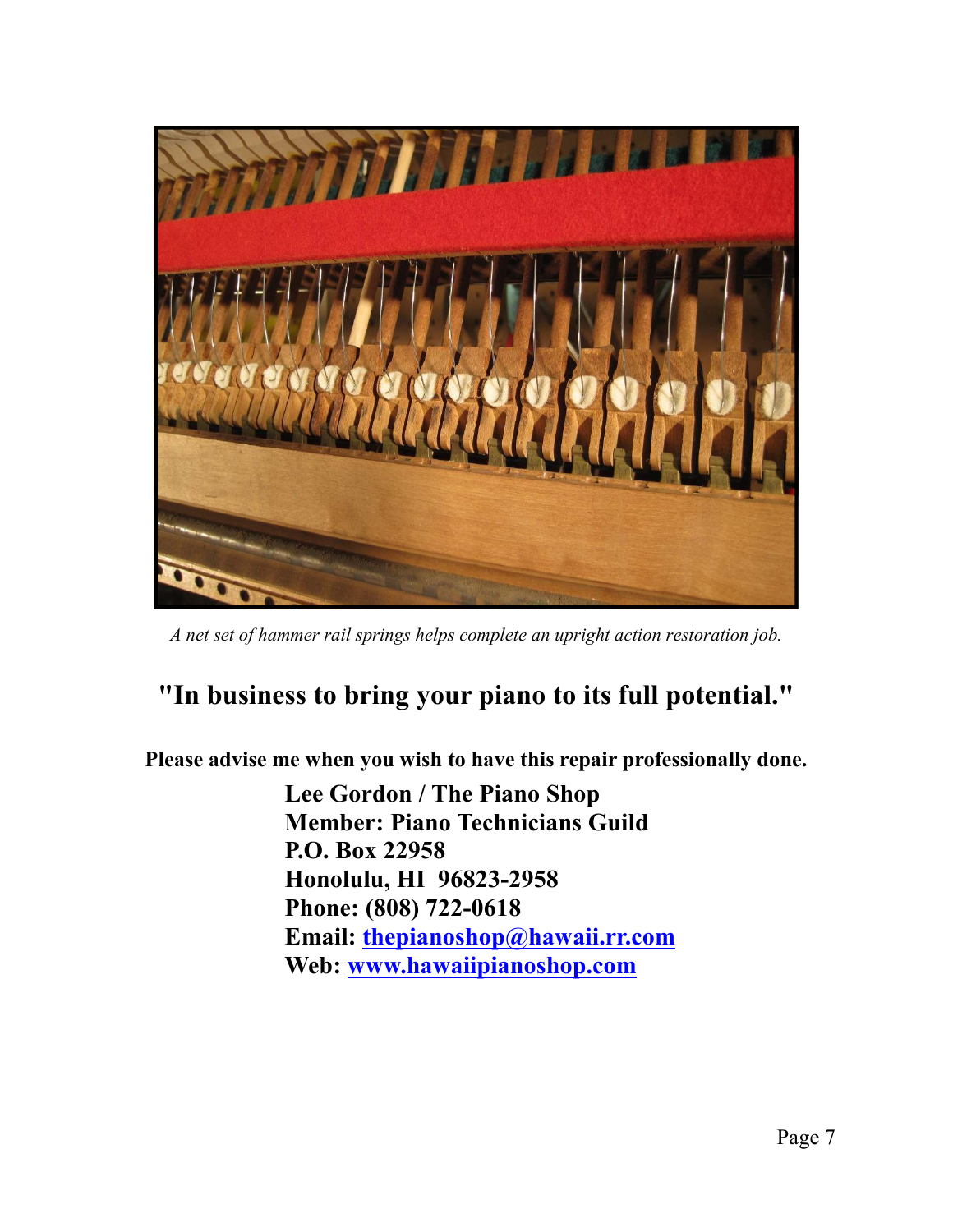*A net set of hammer rail springs helps complete an upright action restoration job.*

## "In business to bring your piano to its full potential."

**Please advise me when you wish to have this repair professionally done.**

**Lee Gordon / The Piano Shop**
**Member: Piano Technicians Guild**
**P.O. Box 22958**
**Honolulu, HI 96823-2958**
**Phone: (808) 722-0618**
**Email: thepianoshop@hawaii.rr.com**
**Web: www.hawaiipianoshop.com**